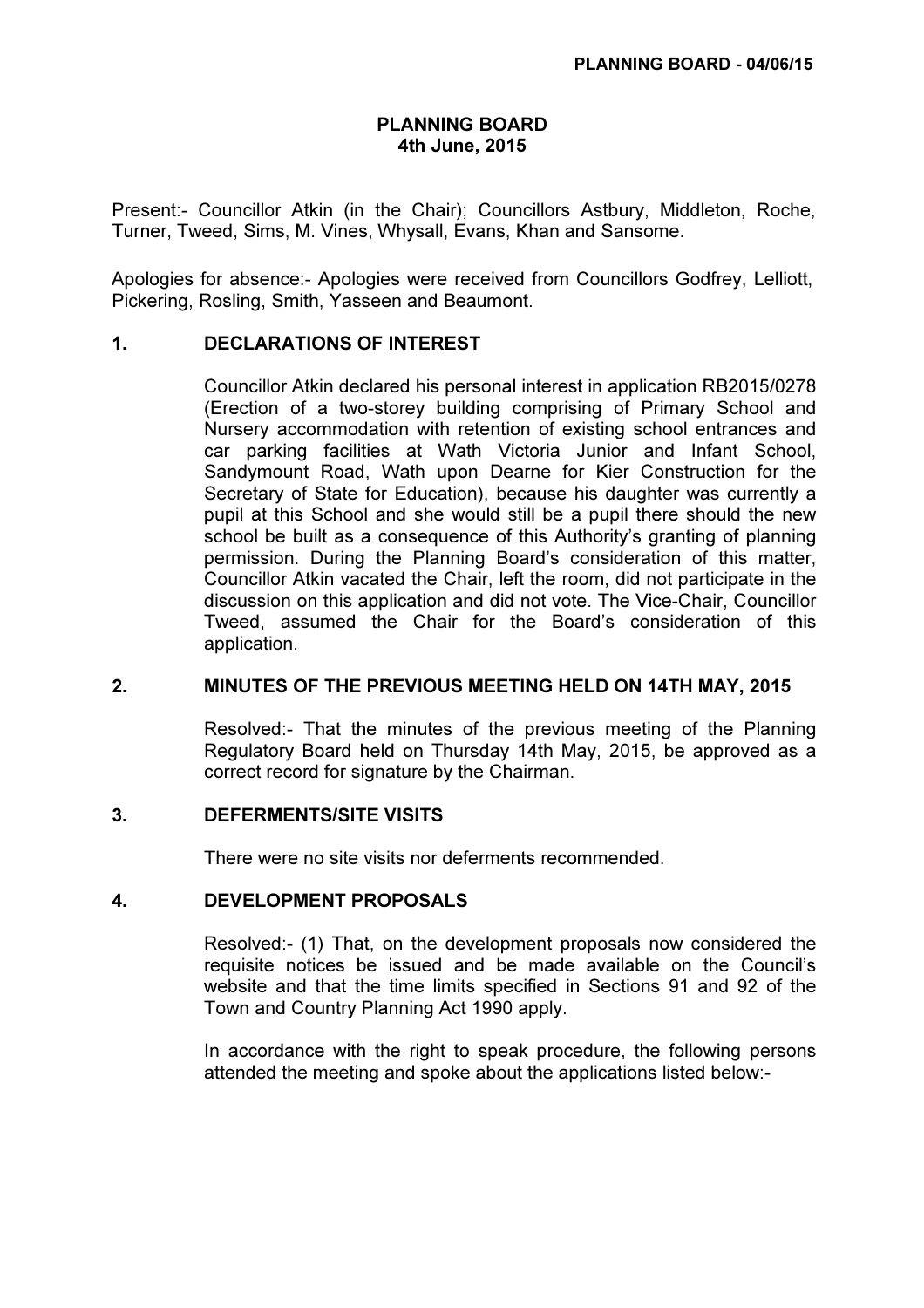# PLANNING BOARD
## 4th June, 2015

Present:- Councillor Atkin (in the Chair); Councillors Astbury, Middleton, Roche, Turner, Tweed, Sims, M. Vines, Whysall, Evans, Khan and Sansome.

Apologies for absence:- Apologies were received from Councillors Godfrey, Lelliott, Pickering, Rosling, Smith, Yasseen and Beaumont.

### 1. DECLARATIONS OF INTEREST

Councillor Atkin declared his personal interest in application RB2015/0278 (Erection of a two-storey building comprising of Primary School and Nursery accommodation with retention of existing school entrances and car parking facilities at Wath Victoria Junior and Infant School, Sandymount Road, Wath upon Dearne for Kier Construction for the Secretary of State for Education), because his daughter was currently a pupil at this School and she would still be a pupil there should the new school be built as a consequence of this Authority's granting of planning permission. During the Planning Board's consideration of this matter, Councillor Atkin vacated the Chair, left the room, did not participate in the discussion on this application and did not vote. The Vice-Chair, Councillor Tweed, assumed the Chair for the Board's consideration of this application.

### 2. MINUTES OF THE PREVIOUS MEETING HELD ON 14TH MAY, 2015

Resolved:- That the minutes of the previous meeting of the Planning Regulatory Board held on Thursday 14th May, 2015, be approved as a correct record for signature by the Chairman.

### 3. DEFERMENTS/SITE VISITS

There were no site visits nor deferments recommended.

### 4. DEVELOPMENT PROPOSALS

Resolved:- (1) That, on the development proposals now considered the requisite notices be issued and be made available on the Council's website and that the time limits specified in Sections 91 and 92 of the Town and Country Planning Act 1990 apply.

In accordance with the right to speak procedure, the following persons attended the meeting and spoke about the applications listed below:-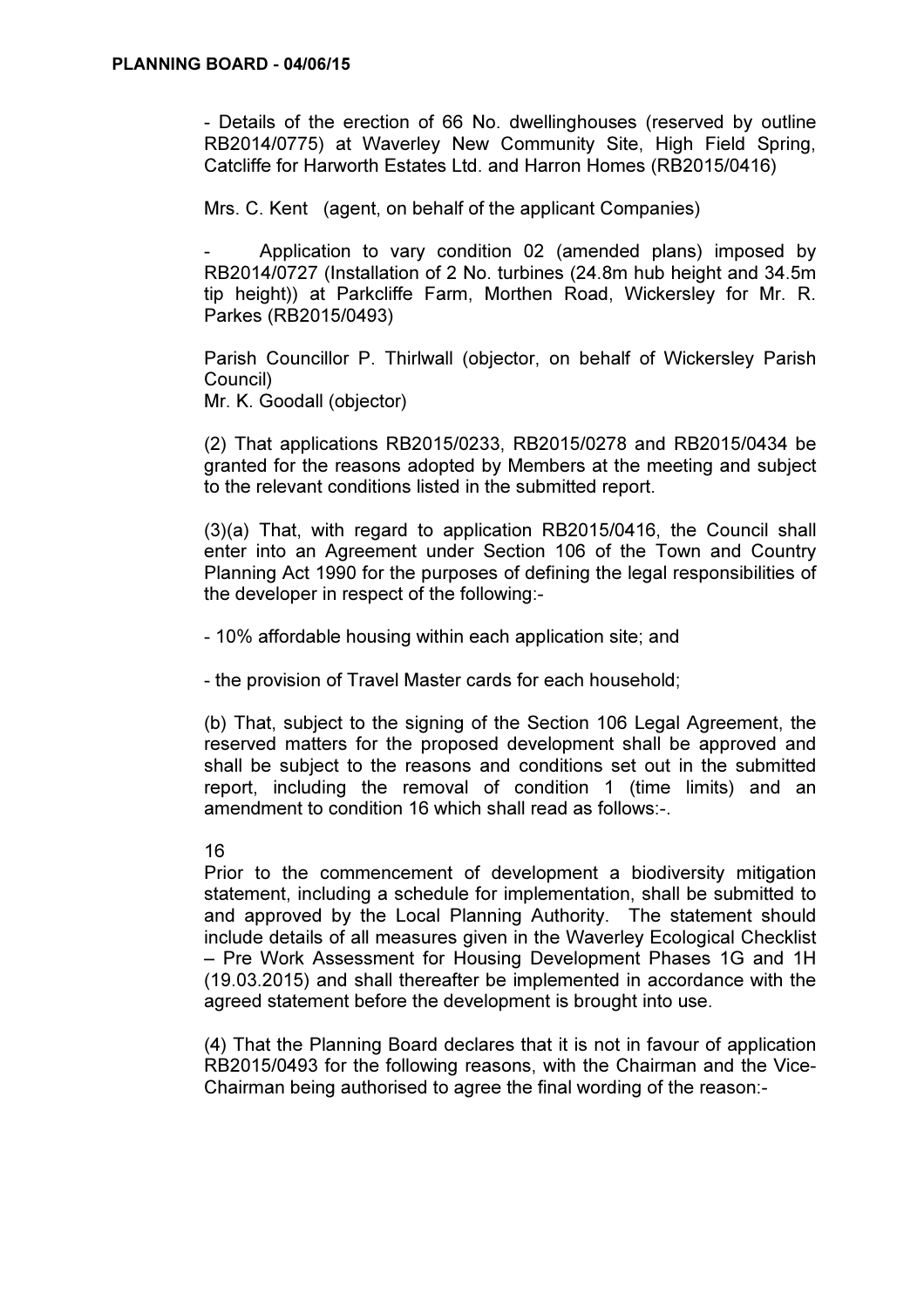- Details of the erection of 66 No. dwellinghouses (reserved by outline RB2014/0775) at Waverley New Community Site, High Field Spring, Catcliffe for Harworth Estates Ltd. and Harron Homes (RB2015/0416)

Mrs. C. Kent (agent, on behalf of the applicant Companies)

- Application to vary condition 02 (amended plans) imposed by RB2014/0727 (Installation of 2 No. turbines (24.8m hub height and 34.5m tip height)) at Parkcliffe Farm, Morthen Road, Wickersley for Mr. R. Parkes (RB2015/0493)

Parish Councillor P. Thirlwall (objector, on behalf of Wickersley Parish Council)
Mr. K. Goodall (objector)

(2) That applications RB2015/0233, RB2015/0278 and RB2015/0434 be granted for the reasons adopted by Members at the meeting and subject to the relevant conditions listed in the submitted report.

(3)(a) That, with regard to application RB2015/0416, the Council shall enter into an Agreement under Section 106 of the Town and Country Planning Act 1990 for the purposes of defining the legal responsibilities of the developer in respect of the following:-

- 10% affordable housing within each application site; and

- the provision of Travel Master cards for each household;

(b) That, subject to the signing of the Section 106 Legal Agreement, the reserved matters for the proposed development shall be approved and shall be subject to the reasons and conditions set out in the submitted report, including the removal of condition 1 (time limits) and an amendment to condition 16 which shall read as follows:-.

16
Prior to the commencement of development a biodiversity mitigation statement, including a schedule for implementation, shall be submitted to and approved by the Local Planning Authority. The statement should include details of all measures given in the Waverley Ecological Checklist – Pre Work Assessment for Housing Development Phases 1G and 1H (19.03.2015) and shall thereafter be implemented in accordance with the agreed statement before the development is brought into use.

(4) That the Planning Board declares that it is not in favour of application RB2015/0493 for the following reasons, with the Chairman and the Vice-Chairman being authorised to agree the final wording of the reason:-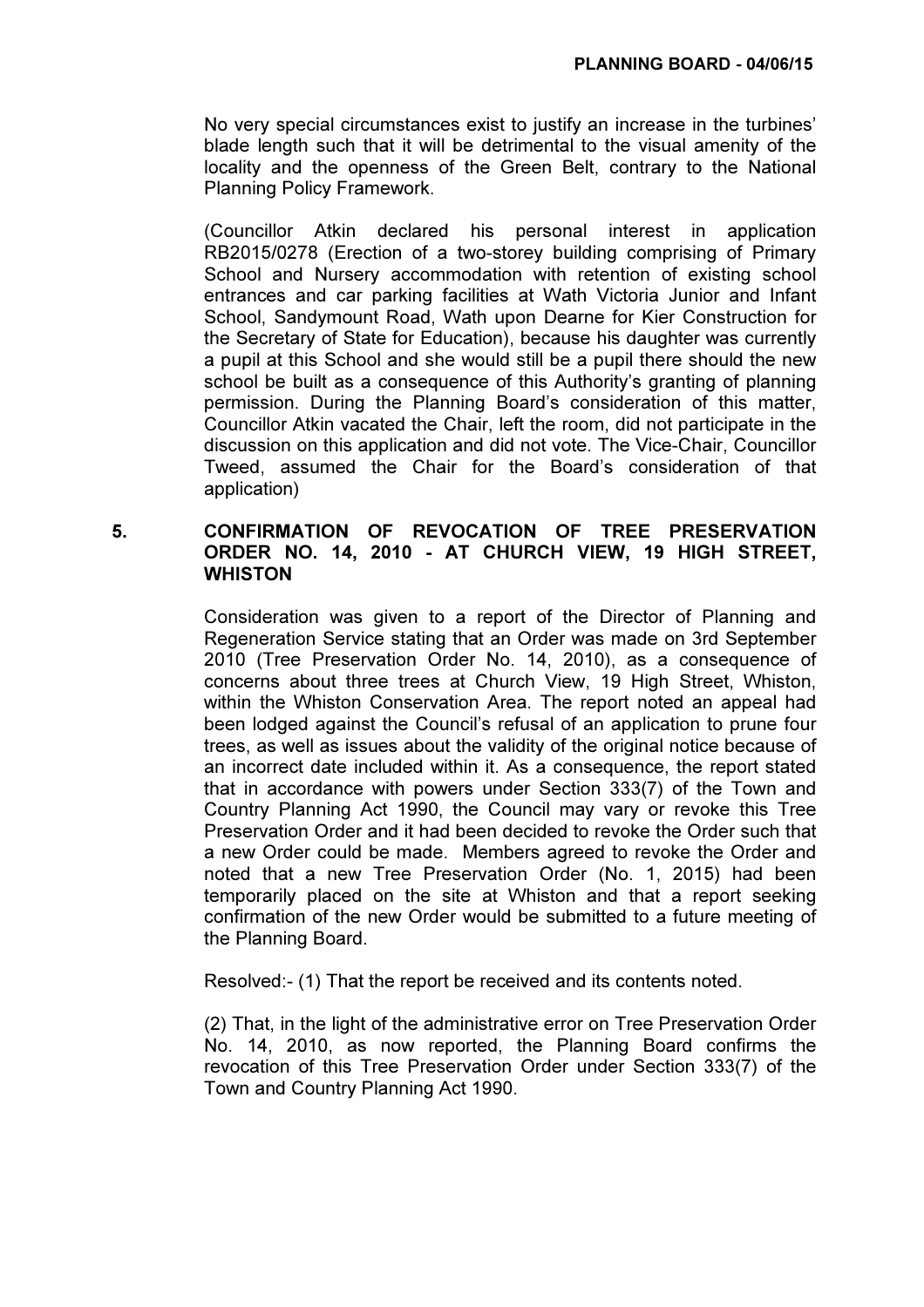No very special circumstances exist to justify an increase in the turbines' blade length such that it will be detrimental to the visual amenity of the locality and the openness of the Green Belt, contrary to the National Planning Policy Framework.

(Councillor Atkin declared his personal interest in application RB2015/0278 (Erection of a two-storey building comprising of Primary School and Nursery accommodation with retention of existing school entrances and car parking facilities at Wath Victoria Junior and Infant School, Sandymount Road, Wath upon Dearne for Kier Construction for the Secretary of State for Education), because his daughter was currently a pupil at this School and she would still be a pupil there should the new school be built as a consequence of this Authority's granting of planning permission. During the Planning Board's consideration of this matter, Councillor Atkin vacated the Chair, left the room, did not participate in the discussion on this application and did not vote. The Vice-Chair, Councillor Tweed, assumed the Chair for the Board's consideration of that application)

## 5. CONFIRMATION OF REVOCATION OF TREE PRESERVATION ORDER NO. 14, 2010 - AT CHURCH VIEW, 19 HIGH STREET, WHISTON

Consideration was given to a report of the Director of Planning and Regeneration Service stating that an Order was made on 3rd September 2010 (Tree Preservation Order No. 14, 2010), as a consequence of concerns about three trees at Church View, 19 High Street, Whiston, within the Whiston Conservation Area. The report noted an appeal had been lodged against the Council's refusal of an application to prune four trees, as well as issues about the validity of the original notice because of an incorrect date included within it. As a consequence, the report stated that in accordance with powers under Section 333(7) of the Town and Country Planning Act 1990, the Council may vary or revoke this Tree Preservation Order and it had been decided to revoke the Order such that a new Order could be made. Members agreed to revoke the Order and noted that a new Tree Preservation Order (No. 1, 2015) had been temporarily placed on the site at Whiston and that a report seeking confirmation of the new Order would be submitted to a future meeting of the Planning Board.

Resolved:- (1) That the report be received and its contents noted.

(2) That, in the light of the administrative error on Tree Preservation Order No. 14, 2010, as now reported, the Planning Board confirms the revocation of this Tree Preservation Order under Section 333(7) of the Town and Country Planning Act 1990.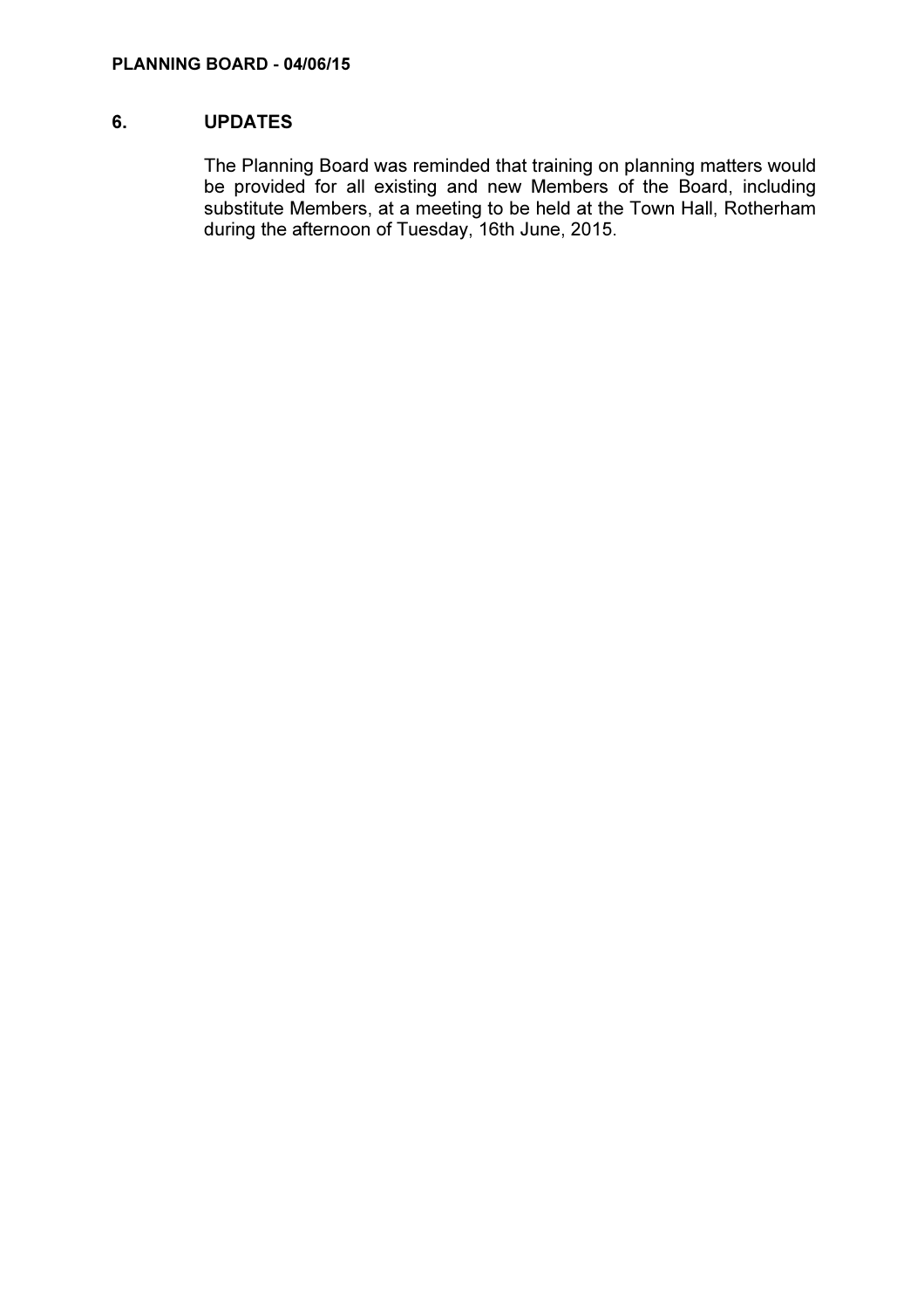## 6. UPDATES

The Planning Board was reminded that training on planning matters would be provided for all existing and new Members of the Board, including substitute Members, at a meeting to be held at the Town Hall, Rotherham during the afternoon of Tuesday, 16th June, 2015.